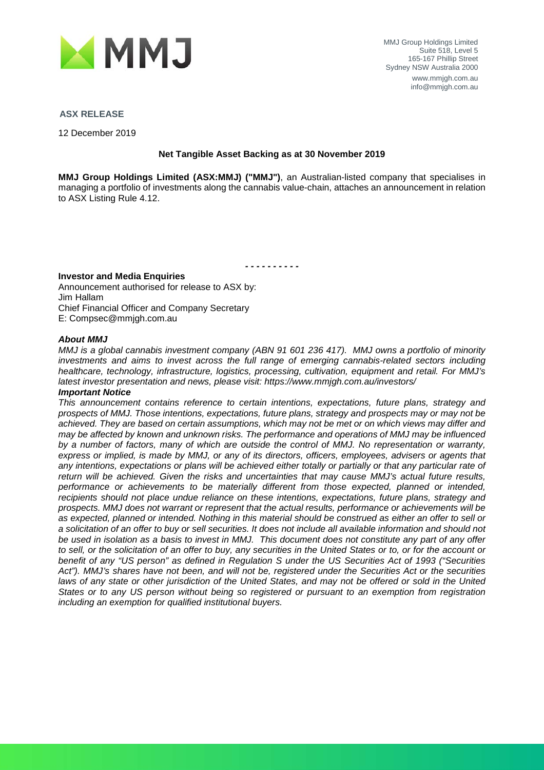MMJ Group Holdings Limited
Suite 518, Level 5
165-167 Phillip Street
Sydney NSW Australia 2000
www.mmjgh.com.au
info@mmjgh.com.au

**ASX RELEASE**

12 December 2019

**Net Tangible Asset Backing as at 30 November 2019**

**MMJ Group Holdings Limited (ASX:MMJ) ("MMJ")**, an Australian-listed company that specialises in managing a portfolio of investments along the cannabis value-chain, attaches an announcement in relation to ASX Listing Rule 4.12.

- - - - - - - - - -

**Investor and Media Enquiries**
Announcement authorised for release to ASX by:
Jim Hallam
Chief Financial Officer and Company Secretary
E: Compsec@mmjgh.com.au

***About MMJ***

*MMJ is a global cannabis investment company (ABN 91 601 236 417). MMJ owns a portfolio of minority investments and aims to invest across the full range of emerging cannabis-related sectors including healthcare, technology, infrastructure, logistics, processing, cultivation, equipment and retail. For MMJ's latest investor presentation and news, please visit: https://www.mmjgh.com.au/investors/*

***Important Notice***

*This announcement contains reference to certain intentions, expectations, future plans, strategy and prospects of MMJ. Those intentions, expectations, future plans, strategy and prospects may or may not be achieved. They are based on certain assumptions, which may not be met or on which views may differ and may be affected by known and unknown risks. The performance and operations of MMJ may be influenced by a number of factors, many of which are outside the control of MMJ. No representation or warranty, express or implied, is made by MMJ, or any of its directors, officers, employees, advisers or agents that any intentions, expectations or plans will be achieved either totally or partially or that any particular rate of return will be achieved. Given the risks and uncertainties that may cause MMJ's actual future results, performance or achievements to be materially different from those expected, planned or intended, recipients should not place undue reliance on these intentions, expectations, future plans, strategy and prospects. MMJ does not warrant or represent that the actual results, performance or achievements will be as expected, planned or intended. Nothing in this material should be construed as either an offer to sell or a solicitation of an offer to buy or sell securities. It does not include all available information and should not be used in isolation as a basis to invest in MMJ. This document does not constitute any part of any offer to sell, or the solicitation of an offer to buy, any securities in the United States or to, or for the account or benefit of any "US person" as defined in Regulation S under the US Securities Act of 1993 ("Securities Act"). MMJ's shares have not been, and will not be, registered under the Securities Act or the securities laws of any state or other jurisdiction of the United States, and may not be offered or sold in the United States or to any US person without being so registered or pursuant to an exemption from registration including an exemption for qualified institutional buyers.*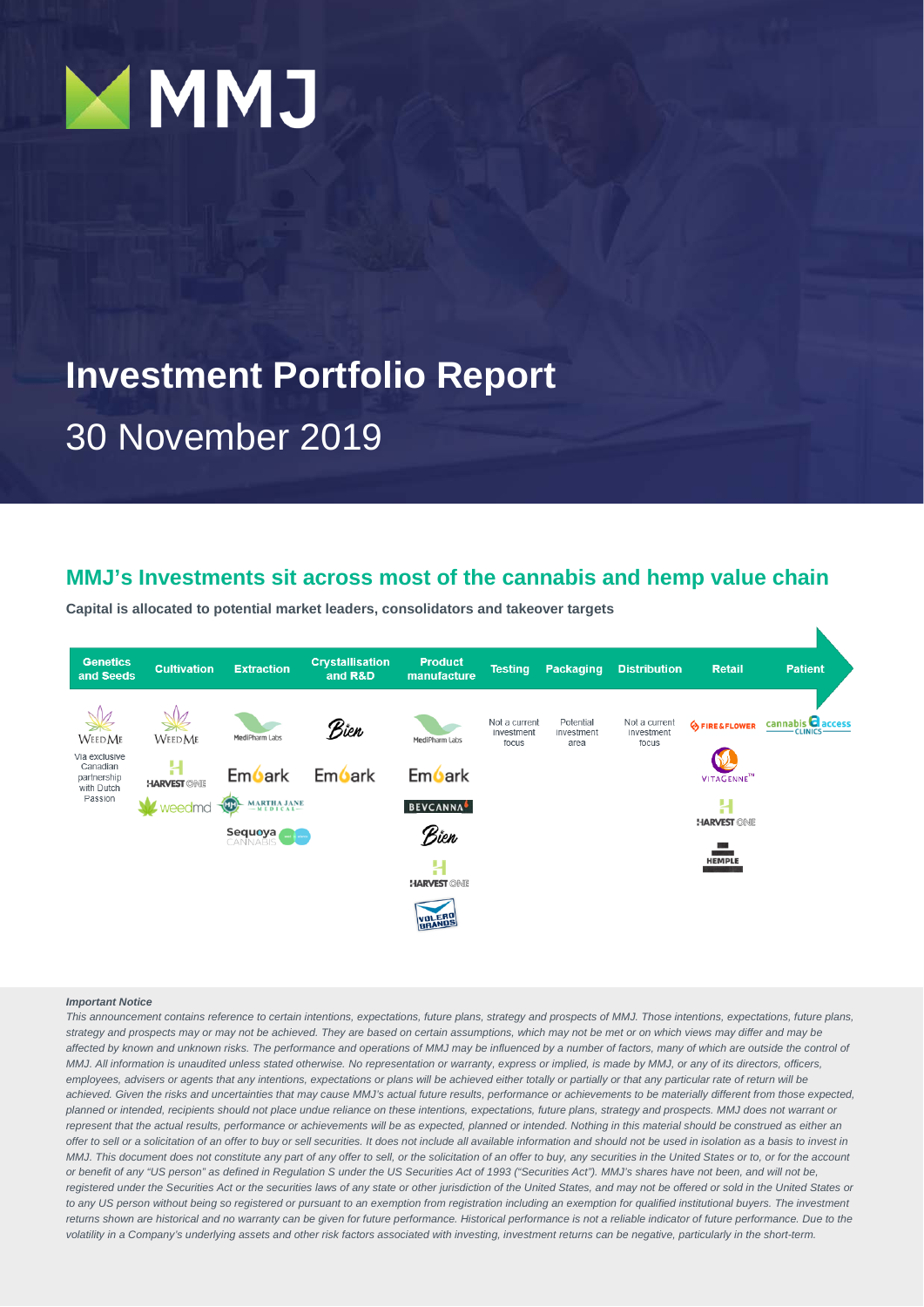# MMJ

# Investment Portfolio Report

30 November 2019

## MMJ's Investments sit across most of the cannabis and hemp value chain

**Capital is allocated to potential market leaders, consolidators and takeover targets**

| Genetics and Seeds | Cultivation | Extraction | Crystallisation and R&D | Product manufacture | Testing | Packaging | Distribution | Retail | Patient |
|---|---|---|---|---|---|---|---|---|---|
| WeedMe | WeedMe | MediPharm Labs | Bien | MediPharm Labs | Not a current investment focus | Potential investment area | Not a current investment focus | Fire & Flower | Cannabis Access Clinics |
| Via exclusive Canadian partnership with Dutch Passion | Harvest One | Embark | Embark | Embark | | | | Vitagenne | |
| | weedmd | Martha Jane Medical | | BevCanna | | | | Harvest One | |
| | | Sequoya Cannabis | | Bien | | | | Hemple | |
| | | | | Harvest One | | | | | |
| | | | | Volero Brands | | | | | |

***Important Notice***

*This announcement contains reference to certain intentions, expectations, future plans, strategy and prospects of MMJ. Those intentions, expectations, future plans, strategy and prospects may or may not be achieved. They are based on certain assumptions, which may not be met or on which views may differ and may be affected by known and unknown risks. The performance and operations of MMJ may be influenced by a number of factors, many of which are outside the control of MMJ. All information is unaudited unless stated otherwise. No representation or warranty, express or implied, is made by MMJ, or any of its directors, officers, employees, advisers or agents that any intentions, expectations or plans will be achieved either totally or partially or that any particular rate of return will be achieved. Given the risks and uncertainties that may cause MMJ's actual future results, performance or achievements to be materially different from those expected, planned or intended, recipients should not place undue reliance on these intentions, expectations, future plans, strategy and prospects. MMJ does not warrant or represent that the actual results, performance or achievements will be as expected, planned or intended. Nothing in this material should be construed as either an offer to sell or a solicitation of an offer to buy or sell securities. It does not include all available information and should not be used in isolation as a basis to invest in MMJ. This document does not constitute any part of any offer to sell, or the solicitation of an offer to buy, any securities in the United States or to, or for the account or benefit of any "US person" as defined in Regulation S under the US Securities Act of 1993 ("Securities Act"). MMJ's shares have not been, and will not be, registered under the Securities Act or the securities laws of any state or other jurisdiction of the United States, and may not be offered or sold in the United States or to any US person without being so registered or pursuant to an exemption from registration including an exemption for qualified institutional buyers. The investment returns shown are historical and no warranty can be given for future performance. Historical performance is not a reliable indicator of future performance. Due to the volatility in a Company's underlying assets and other risk factors associated with investing, investment returns can be negative, particularly in the short-term.*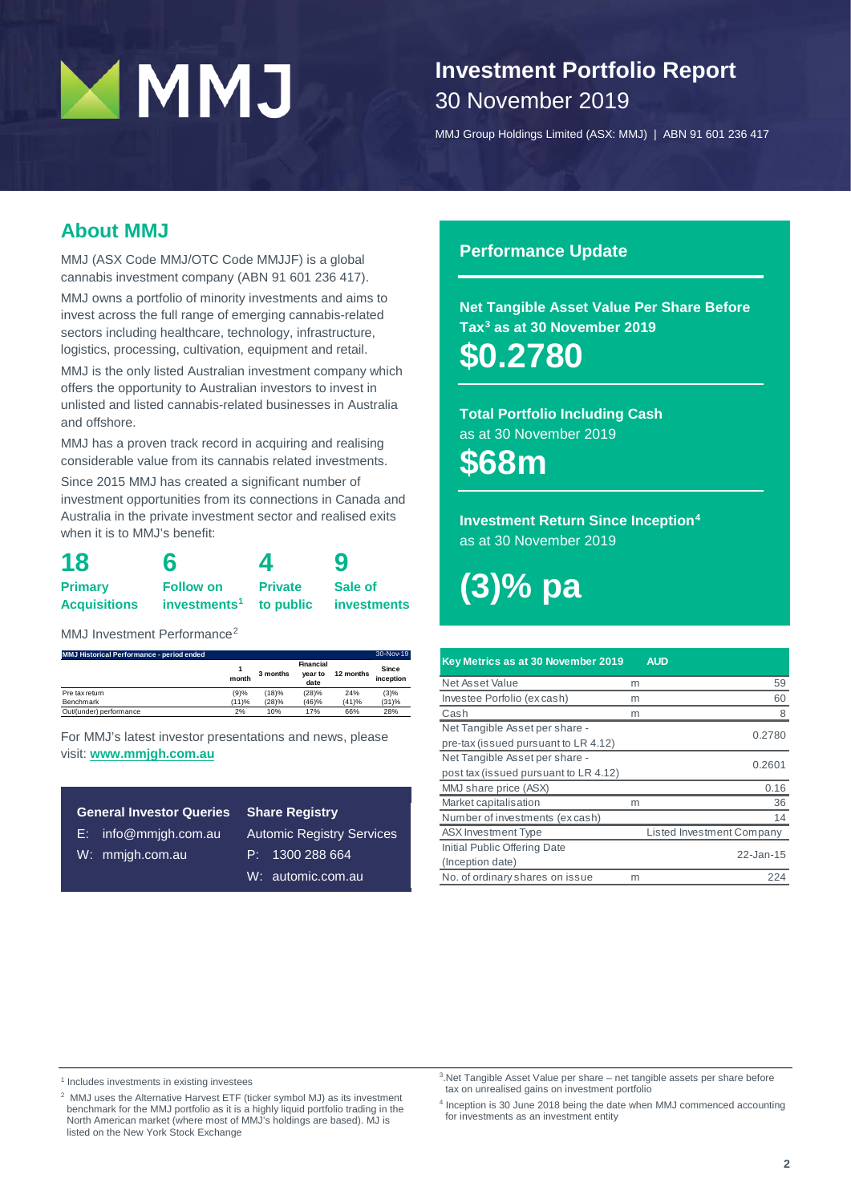# Investment Portfolio Report
## 30 November 2019

MMJ Group Holdings Limited (ASX: MMJ) | ABN 91 601 236 417

## About MMJ

MMJ (ASX Code MMJ/OTC Code MMJJF) is a global cannabis investment company (ABN 91 601 236 417).

MMJ owns a portfolio of minority investments and aims to invest across the full range of emerging cannabis-related sectors including healthcare, technology, infrastructure, logistics, processing, cultivation, equipment and retail.

MMJ is the only listed Australian investment company which offers the opportunity to Australian investors to invest in unlisted and listed cannabis-related businesses in Australia and offshore.

MMJ has a proven track record in acquiring and realising considerable value from its cannabis related investments.

Since 2015 MMJ has created a significant number of investment opportunities from its connections in Canada and Australia in the private investment sector and realised exits when it is to MMJ's benefit:

| **18** | **6** | **4** | **9** |
|---|---|---|---|
| **Primary Acquisitions** | **Follow on investments[1]** | **Private to public** | **Sale of investments** |

MMJ Investment Performance[2]

| MMJ Historical Performance - period ended | 1 month | 3 months | Financial year to date | 12 months | Since inception (30-Nov-19) |
|---|---|---|---|---|---|
| Pre tax return | (9)% | (18)% | (28)% | 24% | (3)% |
| Benchmark | (11)% | (28)% | (46)% | (41)% | (31)% |
| Out/(under) performance | 2% | 10% | 17% | 66% | 28% |

For MMJ's latest investor presentations and news, please visit: **www.mmjgh.com.au**

**General Investor Queries**

E: info@mmjgh.com.au

W: mmjgh.com.au

**Share Registry**

Automic Registry Services

P: 1300 288 664

W: automic.com.au

## Performance Update

**Net Tangible Asset Value Per Share Before Tax[3] as at 30 November 2019**

**$0.2780**

**Total Portfolio Including Cash** as at 30 November 2019

**$68m**

**Investment Return Since Inception[4]** as at 30 November 2019

**(3)% pa**

| Key Metrics as at 30 November 2019 | AUD | |
|---|---|---|
| Net Asset Value | m | 59 |
| Investee Porfolio (ex cash) | m | 60 |
| Cash | m | 8 |
| Net Tangible Asset per share - pre-tax (issued pursuant to LR 4.12) | | 0.2780 |
| Net Tangible Asset per share - post tax (issued pursuant to LR 4.12) | | 0.2601 |
| MMJ share price (ASX) | | 0.16 |
| Market capitalisation | m | 36 |
| Number of investments (ex cash) | | 14 |
| ASX Investment Type | | Listed Investment Company |
| Initial Public Offering Date (Inception date) | | 22-Jan-15 |
| No. of ordinary shares on issue | m | 224 |

[1] Includes investments in existing investees

[2] MMJ uses the Alternative Harvest ETF (ticker symbol MJ) as its investment benchmark for the MMJ portfolio as it is a highly liquid portfolio trading in the North American market (where most of MMJ's holdings are based). MJ is listed on the New York Stock Exchange

[3] Net Tangible Asset Value per share – net tangible assets per share before tax on unrealised gains on investment portfolio

[4] Inception is 30 June 2018 being the date when MMJ commenced accounting for investments as an investment entity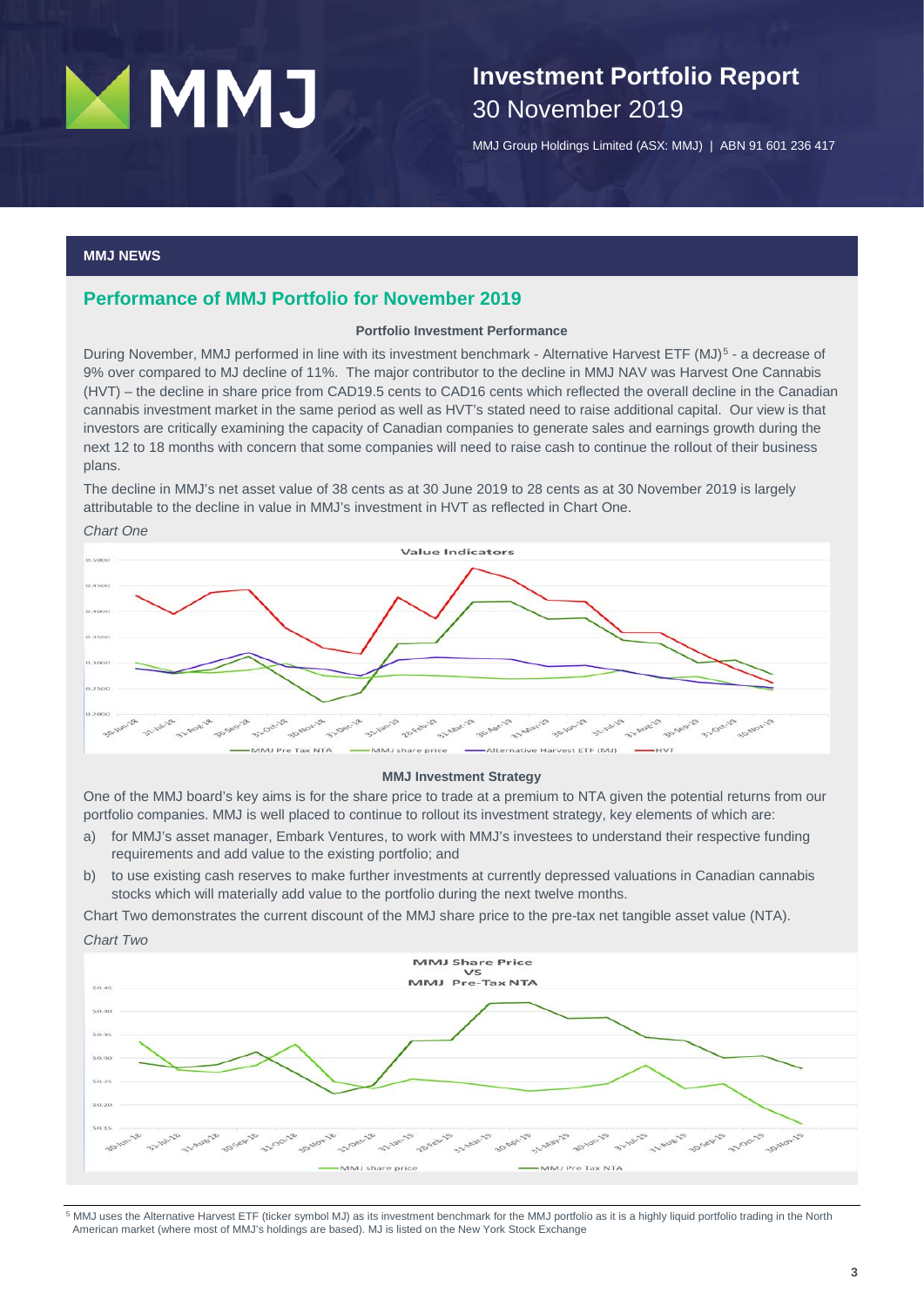# MMJ

## Investment Portfolio Report
30 November 2019

MMJ Group Holdings Limited (ASX: MMJ) | ABN 91 601 236 417

**MMJ NEWS**

## Performance of MMJ Portfolio for November 2019

**Portfolio Investment Performance**

During November, MMJ performed in line with its investment benchmark - Alternative Harvest ETF (MJ)[5] - a decrease of 9% over compared to MJ decline of 11%. The major contributor to the decline in MMJ NAV was Harvest One Cannabis (HVT) – the decline in share price from CAD19.5 cents to CAD16 cents which reflected the overall decline in the Canadian cannabis investment market in the same period as well as HVT's stated need to raise additional capital. Our view is that investors are critically examining the capacity of Canadian companies to generate sales and earnings growth during the next 12 to 18 months with concern that some companies will need to raise cash to continue the rollout of their business plans.

The decline in MMJ's net asset value of 38 cents as at 30 June 2019 to 28 cents as at 30 November 2019 is largely attributable to the decline in value in MMJ's investment in HVT as reflected in Chart One.

*Chart One*

**MMJ Investment Strategy**

One of the MMJ board's key aims is for the share price to trade at a premium to NTA given the potential returns from our portfolio companies. MMJ is well placed to continue to rollout its investment strategy, key elements of which are:

a) for MMJ's asset manager, Embark Ventures, to work with MMJ's investees to understand their respective funding requirements and add value to the existing portfolio; and

b) to use existing cash reserves to make further investments at currently depressed valuations in Canadian cannabis stocks which will materially add value to the portfolio during the next twelve months.

Chart Two demonstrates the current discount of the MMJ share price to the pre-tax net tangible asset value (NTA).

*Chart Two*

[5] MMJ uses the Alternative Harvest ETF (ticker symbol MJ) as its investment benchmark for the MMJ portfolio as it is a highly liquid portfolio trading in the North American market (where most of MMJ's holdings are based). MJ is listed on the New York Stock Exchange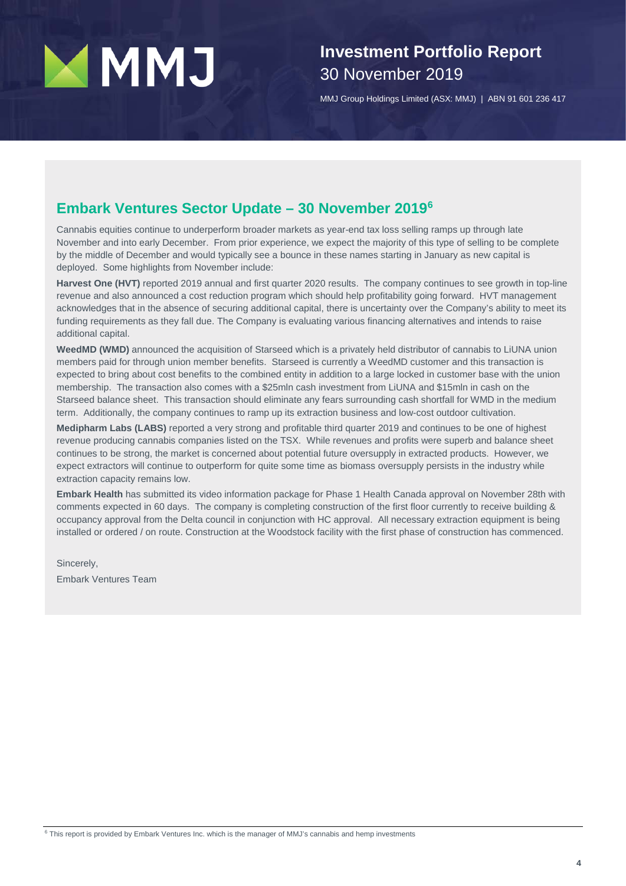## Embark Ventures Sector Update – 30 November 2019[6]

Cannabis equities continue to underperform broader markets as year-end tax loss selling ramps up through late November and into early December. From prior experience, we expect the majority of this type of selling to be complete by the middle of December and would typically see a bounce in these names starting in January as new capital is deployed. Some highlights from November include:

**Harvest One (HVT)** reported 2019 annual and first quarter 2020 results. The company continues to see growth in top-line revenue and also announced a cost reduction program which should help profitability going forward. HVT management acknowledges that in the absence of securing additional capital, there is uncertainty over the Company's ability to meet its funding requirements as they fall due. The Company is evaluating various financing alternatives and intends to raise additional capital.

**WeedMD (WMD)** announced the acquisition of Starseed which is a privately held distributor of cannabis to LiUNA union members paid for through union member benefits. Starseed is currently a WeedMD customer and this transaction is expected to bring about cost benefits to the combined entity in addition to a large locked in customer base with the union membership. The transaction also comes with a $25mln cash investment from LiUNA and $15mln in cash on the Starseed balance sheet. This transaction should eliminate any fears surrounding cash shortfall for WMD in the medium term. Additionally, the company continues to ramp up its extraction business and low-cost outdoor cultivation.

**Medipharm Labs (LABS)** reported a very strong and profitable third quarter 2019 and continues to be one of highest revenue producing cannabis companies listed on the TSX. While revenues and profits were superb and balance sheet continues to be strong, the market is concerned about potential future oversupply in extracted products. However, we expect extractors will continue to outperform for quite some time as biomass oversupply persists in the industry while extraction capacity remains low.

**Embark Health** has submitted its video information package for Phase 1 Health Canada approval on November 28th with comments expected in 60 days. The company is completing construction of the first floor currently to receive building & occupancy approval from the Delta council in conjunction with HC approval. All necessary extraction equipment is being installed or ordered / on route. Construction at the Woodstock facility with the first phase of construction has commenced.

Sincerely,

Embark Ventures Team

---

[6] This report is provided by Embark Ventures Inc. which is the manager of MMJ's cannabis and hemp investments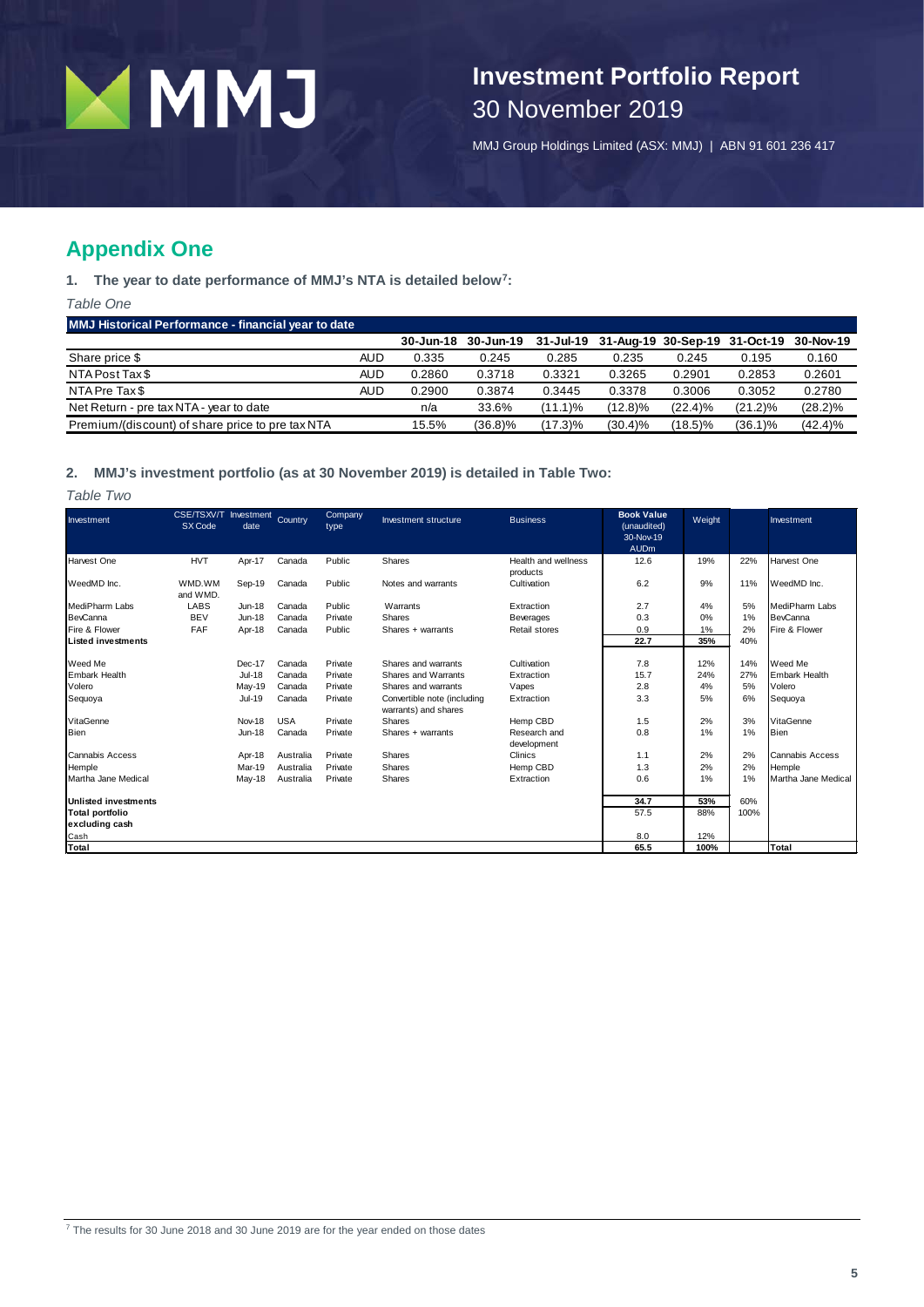# Investment Portfolio Report
30 November 2019

MMJ Group Holdings Limited (ASX: MMJ) | ABN 91 601 236 417

## Appendix One

**1. The year to date performance of MMJ's NTA is detailed below[7]:**

*Table One*

| MMJ Historical Performance - financial year to date | | | | | | | | |
|---|---|---|---|---|---|---|---|---|
| | | 30-Jun-18 | 30-Jun-19 | 31-Jul-19 | 31-Aug-19 | 30-Sep-19 | 31-Oct-19 | 30-Nov-19 |
| Share price $ | AUD | 0.335 | 0.245 | 0.285 | 0.235 | 0.245 | 0.195 | 0.160 |
| NTA Post Tax $ | AUD | 0.2860 | 0.3718 | 0.3321 | 0.3265 | 0.2901 | 0.2853 | 0.2601 |
| NTA Pre Tax $ | AUD | 0.2900 | 0.3874 | 0.3445 | 0.3378 | 0.3006 | 0.3052 | 0.2780 |
| Net Return - pre tax NTA - year to date | | n/a | 33.6% | (11.1)% | (12.8)% | (22.4)% | (21.2)% | (28.2)% |
| Premium/(discount) of share price to pre tax NTA | | 15.5% | (36.8)% | (17.3)% | (30.4)% | (18.5)% | (36.1)% | (42.4)% |

**2. MMJ's investment portfolio (as at 30 November 2019) is detailed in Table Two:**

*Table Two*

| Investment | CSE/TSXV/TSX Code | Investment date | Country | Company type | Investment structure | Business | Book Value (unaudited) 30-Nov-19 AUDm | Weight | | Investment |
|---|---|---|---|---|---|---|---|---|---|---|
| Harvest One | HVT | Apr-17 | Canada | Public | Shares | Health and wellness products | 12.6 | 19% | 22% | Harvest One |
| WeedMD Inc. | WMD.WM and WMD. | Sep-19 | Canada | Public | Notes and warrants | Cultivation | 6.2 | 9% | 11% | WeedMD Inc. |
| MediPharm Labs | LABS | Jun-18 | Canada | Public | Warrants | Extraction | 2.7 | 4% | 5% | MediPharm Labs |
| BevCanna | BEV | Jun-18 | Canada | Private | Shares | Beverages | 0.3 | 0% | 1% | BevCanna |
| Fire & Flower | FAF | Apr-18 | Canada | Public | Shares + warrants | Retail stores | 0.9 | 1% | 2% | Fire & Flower |
| **Listed investments** | | | | | | | **22.7** | **35%** | 40% | |
| Weed Me | | Dec-17 | Canada | Private | Shares and warrants | Cultivation | 7.8 | 12% | 14% | Weed Me |
| Embark Health | | Jul-18 | Canada | Private | Shares and Warrants | Extraction | 15.7 | 24% | 27% | Embark Health |
| Volero | | May-19 | Canada | Private | Shares and warrants | Vapes | 2.8 | 4% | 5% | Volero |
| Sequoya | | Jul-19 | Canada | Private | Convertible note (including warrants) and shares | Extraction | 3.3 | 5% | 6% | Sequoya |
| VitaGenne | | Nov-18 | USA | Private | Shares | Hemp CBD | 1.5 | 2% | 3% | VitaGenne |
| Bien | | Jun-18 | Canada | Private | Shares + warrants | Research and development | 0.8 | 1% | 1% | Bien |
| Cannabis Access | | Apr-18 | Australia | Private | Shares | Clinics | 1.1 | 2% | 2% | Cannabis Access |
| Hemple | | Mar-19 | Australia | Private | Shares | Hemp CBD | 1.3 | 2% | 2% | Hemple |
| Martha Jane Medical | | May-18 | Australia | Private | Shares | Extraction | 0.6 | 1% | 1% | Martha Jane Medical |
| **Unlisted investments** | | | | | | | **34.7** | **53%** | 60% | |
| **Total portfolio excluding cash** | | | | | | | 57.5 | 88% | 100% | |
| Cash | | | | | | | 8.0 | 12% | | |
| **Total** | | | | | | | **65.5** | **100%** | | **Total** |

[7] The results for 30 June 2018 and 30 June 2019 are for the year ended on those dates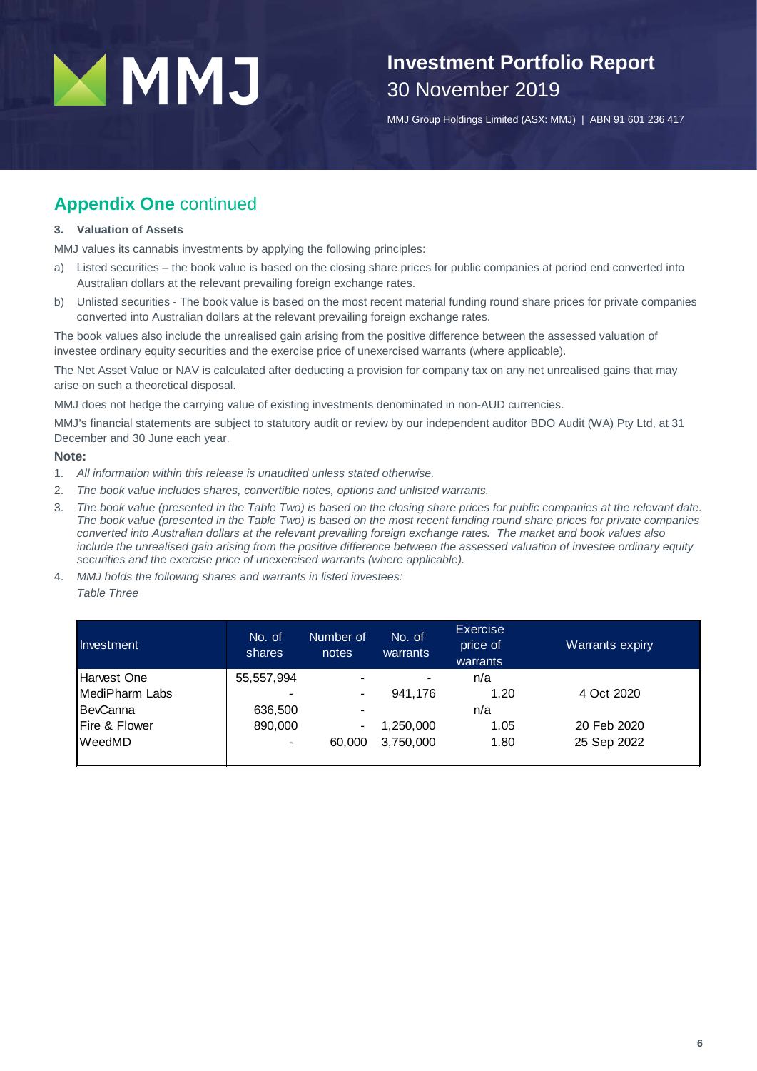## Appendix One continued

### 3. Valuation of Assets

MMJ values its cannabis investments by applying the following principles:

a) Listed securities – the book value is based on the closing share prices for public companies at period end converted into Australian dollars at the relevant prevailing foreign exchange rates.

b) Unlisted securities - The book value is based on the most recent material funding round share prices for private companies converted into Australian dollars at the relevant prevailing foreign exchange rates.

The book values also include the unrealised gain arising from the positive difference between the assessed valuation of investee ordinary equity securities and the exercise price of unexercised warrants (where applicable).

The Net Asset Value or NAV is calculated after deducting a provision for company tax on any net unrealised gains that may arise on such a theoretical disposal.

MMJ does not hedge the carrying value of existing investments denominated in non-AUD currencies.

MMJ's financial statements are subject to statutory audit or review by our independent auditor BDO Audit (WA) Pty Ltd, at 31 December and 30 June each year.

**Note:**

1. *All information within this release is unaudited unless stated otherwise.*
2. *The book value includes shares, convertible notes, options and unlisted warrants.*
3. *The book value (presented in the Table Two) is based on the closing share prices for public companies at the relevant date. The book value (presented in the Table Two) is based on the most recent funding round share prices for private companies converted into Australian dollars at the relevant prevailing foreign exchange rates. The market and book values also include the unrealised gain arising from the positive difference between the assessed valuation of investee ordinary equity securities and the exercise price of unexercised warrants (where applicable).*
4. *MMJ holds the following shares and warrants in listed investees:*

*Table Three*

| Investment | No. of shares | Number of notes | No. of warrants | Exercise price of warrants | Warrants expiry |
|---|---|---|---|---|---|
| Harvest One | 55,557,994 | - | - | n/a | |
| MediPharm Labs | - | - | 941,176 | 1.20 | 4 Oct 2020 |
| BevCanna | 636,500 | - | | n/a | |
| Fire & Flower | 890,000 | - | 1,250,000 | 1.05 | 20 Feb 2020 |
| WeedMD | - | 60,000 | 3,750,000 | 1.80 | 25 Sep 2022 |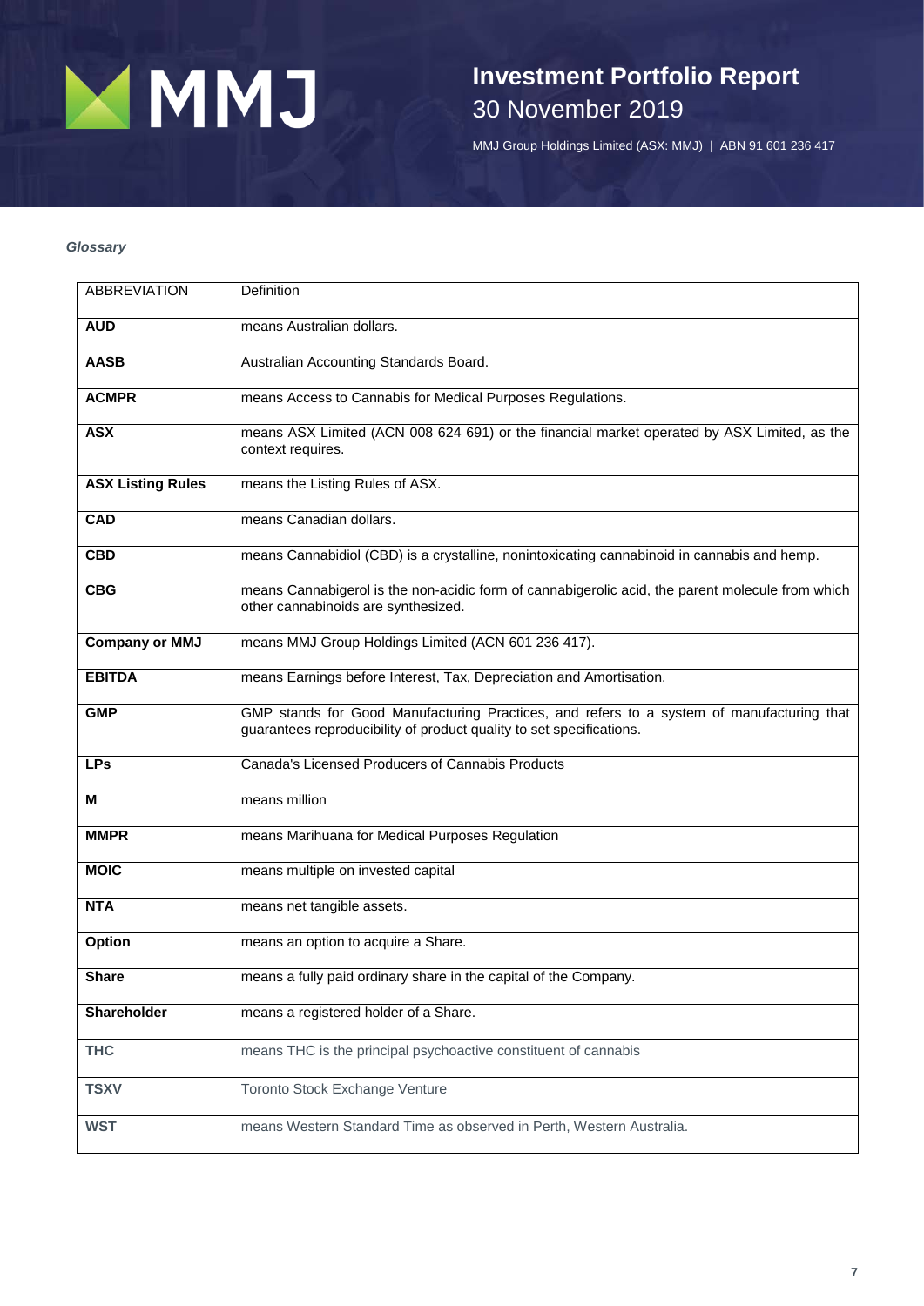*Glossary*

| ABBREVIATION | Definition |
|---|---|
| **AUD** | means Australian dollars. |
| **AASB** | Australian Accounting Standards Board. |
| **ACMPR** | means Access to Cannabis for Medical Purposes Regulations. |
| **ASX** | means ASX Limited (ACN 008 624 691) or the financial market operated by ASX Limited, as the context requires. |
| **ASX Listing Rules** | means the Listing Rules of ASX. |
| **CAD** | means Canadian dollars. |
| **CBD** | means Cannabidiol (CBD) is a crystalline, nonintoxicating cannabinoid in cannabis and hemp. |
| **CBG** | means Cannabigerol is the non-acidic form of cannabigerolic acid, the parent molecule from which other cannabinoids are synthesized. |
| **Company or MMJ** | means MMJ Group Holdings Limited (ACN 601 236 417). |
| **EBITDA** | means Earnings before Interest, Tax, Depreciation and Amortisation. |
| **GMP** | GMP stands for Good Manufacturing Practices, and refers to a system of manufacturing that guarantees reproducibility of product quality to set specifications. |
| **LPs** | Canada's Licensed Producers of Cannabis Products |
| **M** | means million |
| **MMPR** | means Marihuana for Medical Purposes Regulation |
| **MOIC** | means multiple on invested capital |
| **NTA** | means net tangible assets. |
| **Option** | means an option to acquire a Share. |
| **Share** | means a fully paid ordinary share in the capital of the Company. |
| **Shareholder** | means a registered holder of a Share. |
| **THC** | means THC is the principal psychoactive constituent of cannabis |
| **TSXV** | Toronto Stock Exchange Venture |
| **WST** | means Western Standard Time as observed in Perth, Western Australia. |